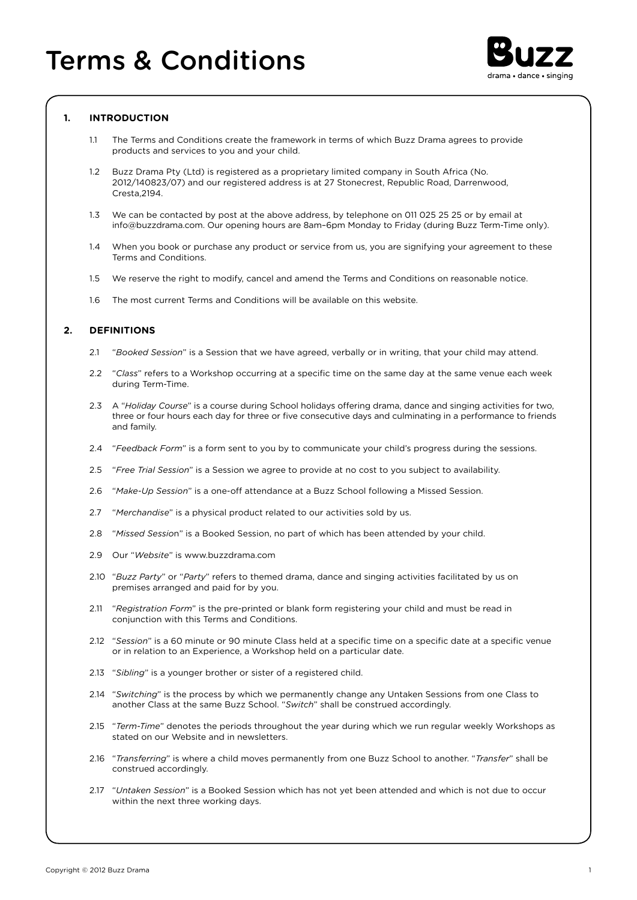# Terms & Conditions

Buzz
drama • dance • singing

## 1. INTRODUCTION

1.1 The Terms and Conditions create the framework in terms of which Buzz Drama agrees to provide products and services to you and your child.

1.2 Buzz Drama Pty (Ltd) is registered as a proprietary limited company in South Africa (No. 2012/140823/07) and our registered address is at 27 Stonecrest, Republic Road, Darrenwood, Cresta,2194.

1.3 We can be contacted by post at the above address, by telephone on 011 025 25 25 or by email at info@buzzdrama.com. Our opening hours are 8am–6pm Monday to Friday (during Buzz Term-Time only).

1.4 When you book or purchase any product or service from us, you are signifying your agreement to these Terms and Conditions.

1.5 We reserve the right to modify, cancel and amend the Terms and Conditions on reasonable notice.

1.6 The most current Terms and Conditions will be available on this website.

## 2. DEFINITIONS

2.1 "*Booked Session*" is a Session that we have agreed, verbally or in writing, that your child may attend.

2.2 "*Class*" refers to a Workshop occurring at a specific time on the same day at the same venue each week during Term-Time.

2.3 A "*Holiday Course*" is a course during School holidays offering drama, dance and singing activities for two, three or four hours each day for three or five consecutive days and culminating in a performance to friends and family.

2.4 "*Feedback Form*" is a form sent to you by to communicate your child's progress during the sessions.

2.5 "*Free Trial Session*" is a Session we agree to provide at no cost to you subject to availability.

2.6 "*Make-Up Session*" is a one-off attendance at a Buzz School following a Missed Session.

2.7 "*Merchandise*" is a physical product related to our activities sold by us.

2.8 "*Missed Session*" is a Booked Session, no part of which has been attended by your child.

2.9 Our "*Website*" is www.buzzdrama.com

2.10 "*Buzz Party*" or "*Party*" refers to themed drama, dance and singing activities facilitated by us on premises arranged and paid for by you.

2.11 "*Registration Form*" is the pre-printed or blank form registering your child and must be read in conjunction with this Terms and Conditions.

2.12 "*Session*" is a 60 minute or 90 minute Class held at a specific time on a specific date at a specific venue or in relation to an Experience, a Workshop held on a particular date.

2.13 "*Sibling*" is a younger brother or sister of a registered child.

2.14 "*Switching*" is the process by which we permanently change any Untaken Sessions from one Class to another Class at the same Buzz School. "*Switch*" shall be construed accordingly.

2.15 "*Term-Time*" denotes the periods throughout the year during which we run regular weekly Workshops as stated on our Website and in newsletters.

2.16 "*Transferring*" is where a child moves permanently from one Buzz School to another. "*Transfer*" shall be construed accordingly.

2.17 "*Untaken Session*" is a Booked Session which has not yet been attended and which is not due to occur within the next three working days.

Copyright © 2012 Buzz Drama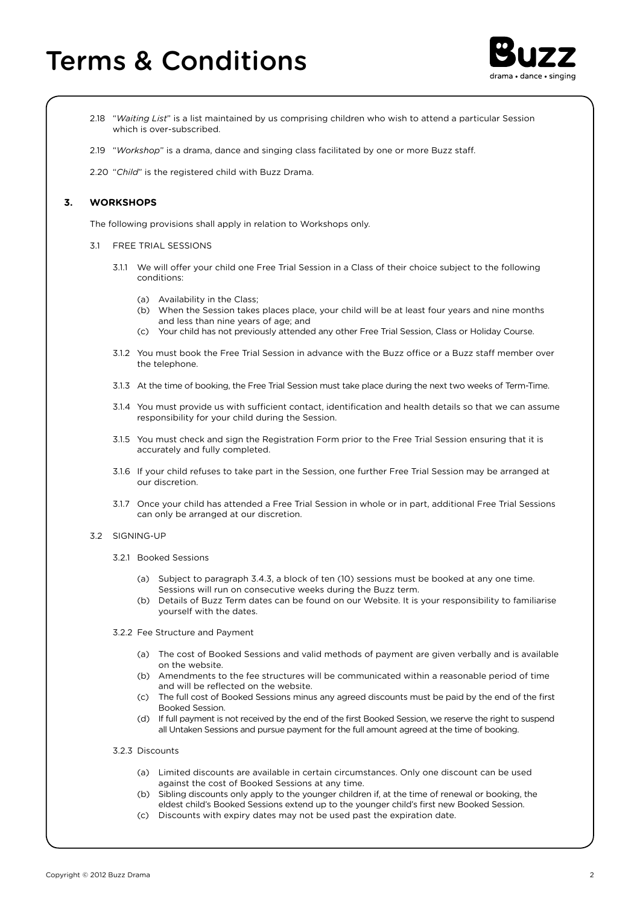# Terms & Conditions

2.18 "*Waiting List*" is a list maintained by us comprising children who wish to attend a particular Session which is over-subscribed.

2.19 "*Workshop*" is a drama, dance and singing class facilitated by one or more Buzz staff.

2.20 "*Child*" is the registered child with Buzz Drama.

## 3. WORKSHOPS

The following provisions shall apply in relation to Workshops only.

### 3.1 FREE TRIAL SESSIONS

3.1.1 We will offer your child one Free Trial Session in a Class of their choice subject to the following conditions:

- (a) Availability in the Class;
- (b) When the Session takes places place, your child will be at least four years and nine months and less than nine years of age; and
- (c) Your child has not previously attended any other Free Trial Session, Class or Holiday Course.

3.1.2 You must book the Free Trial Session in advance with the Buzz office or a Buzz staff member over the telephone.

3.1.3 At the time of booking, the Free Trial Session must take place during the next two weeks of Term-Time.

3.1.4 You must provide us with sufficient contact, identification and health details so that we can assume responsibility for your child during the Session.

3.1.5 You must check and sign the Registration Form prior to the Free Trial Session ensuring that it is accurately and fully completed.

3.1.6 If your child refuses to take part in the Session, one further Free Trial Session may be arranged at our discretion.

3.1.7 Once your child has attended a Free Trial Session in whole or in part, additional Free Trial Sessions can only be arranged at our discretion.

### 3.2 SIGNING-UP

3.2.1 Booked Sessions

- (a) Subject to paragraph 3.4.3, a block of ten (10) sessions must be booked at any one time. Sessions will run on consecutive weeks during the Buzz term.
- (b) Details of Buzz Term dates can be found on our Website. It is your responsibility to familiarise yourself with the dates.

3.2.2 Fee Structure and Payment

- (a) The cost of Booked Sessions and valid methods of payment are given verbally and is available on the website.
- (b) Amendments to the fee structures will be communicated within a reasonable period of time and will be reflected on the website.
- (c) The full cost of Booked Sessions minus any agreed discounts must be paid by the end of the first Booked Session.
- (d) If full payment is not received by the end of the first Booked Session, we reserve the right to suspend all Untaken Sessions and pursue payment for the full amount agreed at the time of booking.

3.2.3 Discounts

- (a) Limited discounts are available in certain circumstances. Only one discount can be used against the cost of Booked Sessions at any time.
- (b) Sibling discounts only apply to the younger children if, at the time of renewal or booking, the eldest child's Booked Sessions extend up to the younger child's first new Booked Session.
- (c) Discounts with expiry dates may not be used past the expiration date.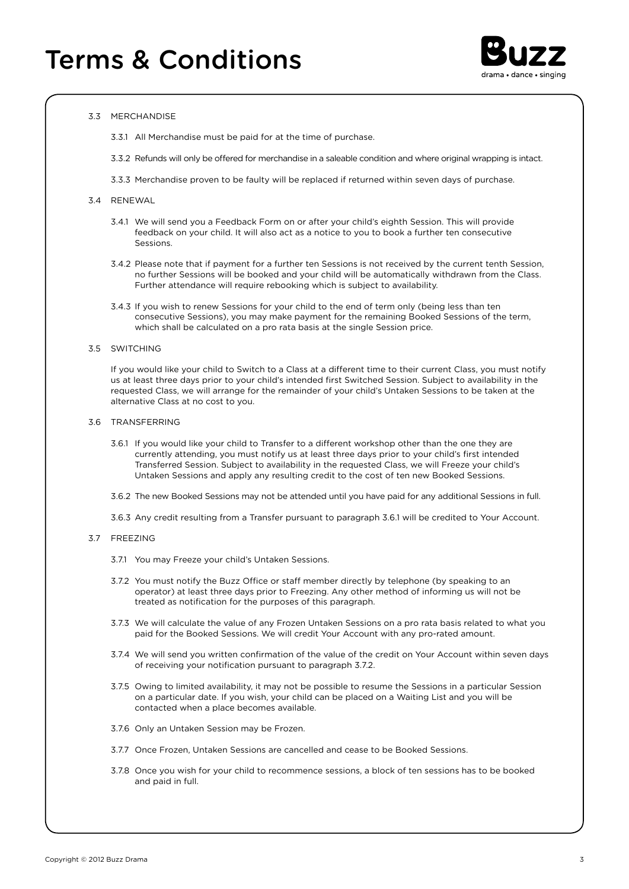# Terms & Conditions

### 3.3 MERCHANDISE

3.3.1 All Merchandise must be paid for at the time of purchase.

3.3.2 Refunds will only be offered for merchandise in a saleable condition and where original wrapping is intact.

3.3.3 Merchandise proven to be faulty will be replaced if returned within seven days of purchase.

### 3.4 RENEWAL

3.4.1 We will send you a Feedback Form on or after your child's eighth Session. This will provide feedback on your child. It will also act as a notice to you to book a further ten consecutive Sessions.

3.4.2 Please note that if payment for a further ten Sessions is not received by the current tenth Session, no further Sessions will be booked and your child will be automatically withdrawn from the Class. Further attendance will require rebooking which is subject to availability.

3.4.3 If you wish to renew Sessions for your child to the end of term only (being less than ten consecutive Sessions), you may make payment for the remaining Booked Sessions of the term, which shall be calculated on a pro rata basis at the single Session price.

### 3.5 SWITCHING

If you would like your child to Switch to a Class at a different time to their current Class, you must notify us at least three days prior to your child's intended first Switched Session. Subject to availability in the requested Class, we will arrange for the remainder of your child's Untaken Sessions to be taken at the alternative Class at no cost to you.

### 3.6 TRANSFERRING

3.6.1 If you would like your child to Transfer to a different workshop other than the one they are currently attending, you must notify us at least three days prior to your child's first intended Transferred Session. Subject to availability in the requested Class, we will Freeze your child's Untaken Sessions and apply any resulting credit to the cost of ten new Booked Sessions.

3.6.2 The new Booked Sessions may not be attended until you have paid for any additional Sessions in full.

3.6.3 Any credit resulting from a Transfer pursuant to paragraph 3.6.1 will be credited to Your Account.

### 3.7 FREEZING

3.7.1 You may Freeze your child's Untaken Sessions.

3.7.2 You must notify the Buzz Office or staff member directly by telephone (by speaking to an operator) at least three days prior to Freezing. Any other method of informing us will not be treated as notification for the purposes of this paragraph.

3.7.3 We will calculate the value of any Frozen Untaken Sessions on a pro rata basis related to what you paid for the Booked Sessions. We will credit Your Account with any pro-rated amount.

3.7.4 We will send you written confirmation of the value of the credit on Your Account within seven days of receiving your notification pursuant to paragraph 3.7.2.

3.7.5 Owing to limited availability, it may not be possible to resume the Sessions in a particular Session on a particular date. If you wish, your child can be placed on a Waiting List and you will be contacted when a place becomes available.

3.7.6 Only an Untaken Session may be Frozen.

3.7.7 Once Frozen, Untaken Sessions are cancelled and cease to be Booked Sessions.

3.7.8 Once you wish for your child to recommence sessions, a block of ten sessions has to be booked and paid in full.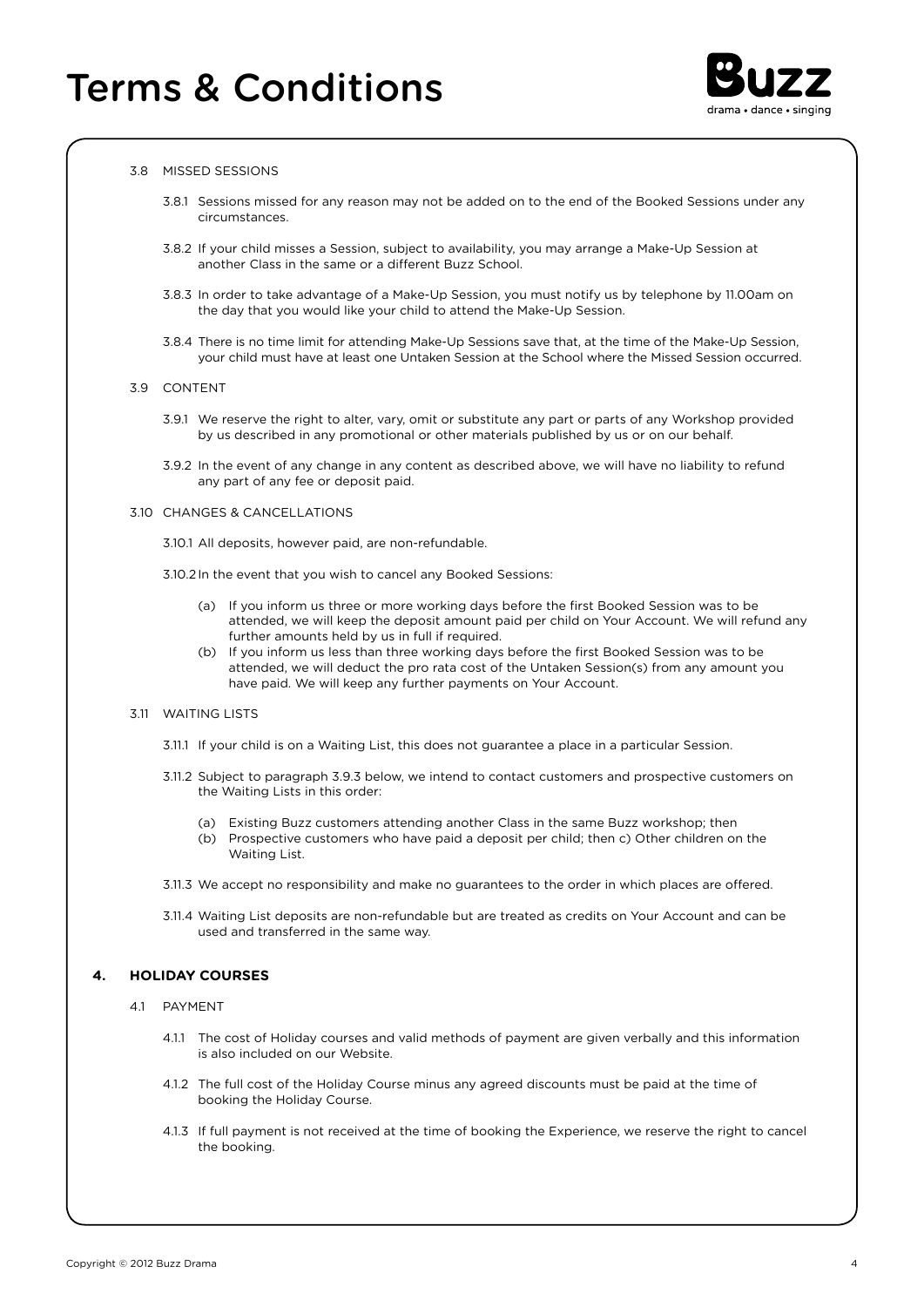3.8 MISSED SESSIONS

3.8.1 Sessions missed for any reason may not be added on to the end of the Booked Sessions under any circumstances.

3.8.2 If your child misses a Session, subject to availability, you may arrange a Make-Up Session at another Class in the same or a different Buzz School.

3.8.3 In order to take advantage of a Make-Up Session, you must notify us by telephone by 11.00am on the day that you would like your child to attend the Make-Up Session.

3.8.4 There is no time limit for attending Make-Up Sessions save that, at the time of the Make-Up Session, your child must have at least one Untaken Session at the School where the Missed Session occurred.

3.9 CONTENT

3.9.1 We reserve the right to alter, vary, omit or substitute any part or parts of any Workshop provided by us described in any promotional or other materials published by us or on our behalf.

3.9.2 In the event of any change in any content as described above, we will have no liability to refund any part of any fee or deposit paid.

3.10 CHANGES & CANCELLATIONS

3.10.1 All deposits, however paid, are non-refundable.

3.10.2 In the event that you wish to cancel any Booked Sessions:

(a) If you inform us three or more working days before the first Booked Session was to be attended, we will keep the deposit amount paid per child on Your Account. We will refund any further amounts held by us in full if required.

(b) If you inform us less than three working days before the first Booked Session was to be attended, we will deduct the pro rata cost of the Untaken Session(s) from any amount you have paid. We will keep any further payments on Your Account.

3.11 WAITING LISTS

3.11.1 If your child is on a Waiting List, this does not guarantee a place in a particular Session.

3.11.2 Subject to paragraph 3.9.3 below, we intend to contact customers and prospective customers on the Waiting Lists in this order:

(a) Existing Buzz customers attending another Class in the same Buzz workshop; then

(b) Prospective customers who have paid a deposit per child; then c) Other children on the Waiting List.

3.11.3 We accept no responsibility and make no guarantees to the order in which places are offered.

3.11.4 Waiting List deposits are non-refundable but are treated as credits on Your Account and can be used and transferred in the same way.

## 4. HOLIDAY COURSES

4.1 PAYMENT

4.1.1 The cost of Holiday courses and valid methods of payment are given verbally and this information is also included on our Website.

4.1.2 The full cost of the Holiday Course minus any agreed discounts must be paid at the time of booking the Holiday Course.

4.1.3 If full payment is not received at the time of booking the Experience, we reserve the right to cancel the booking.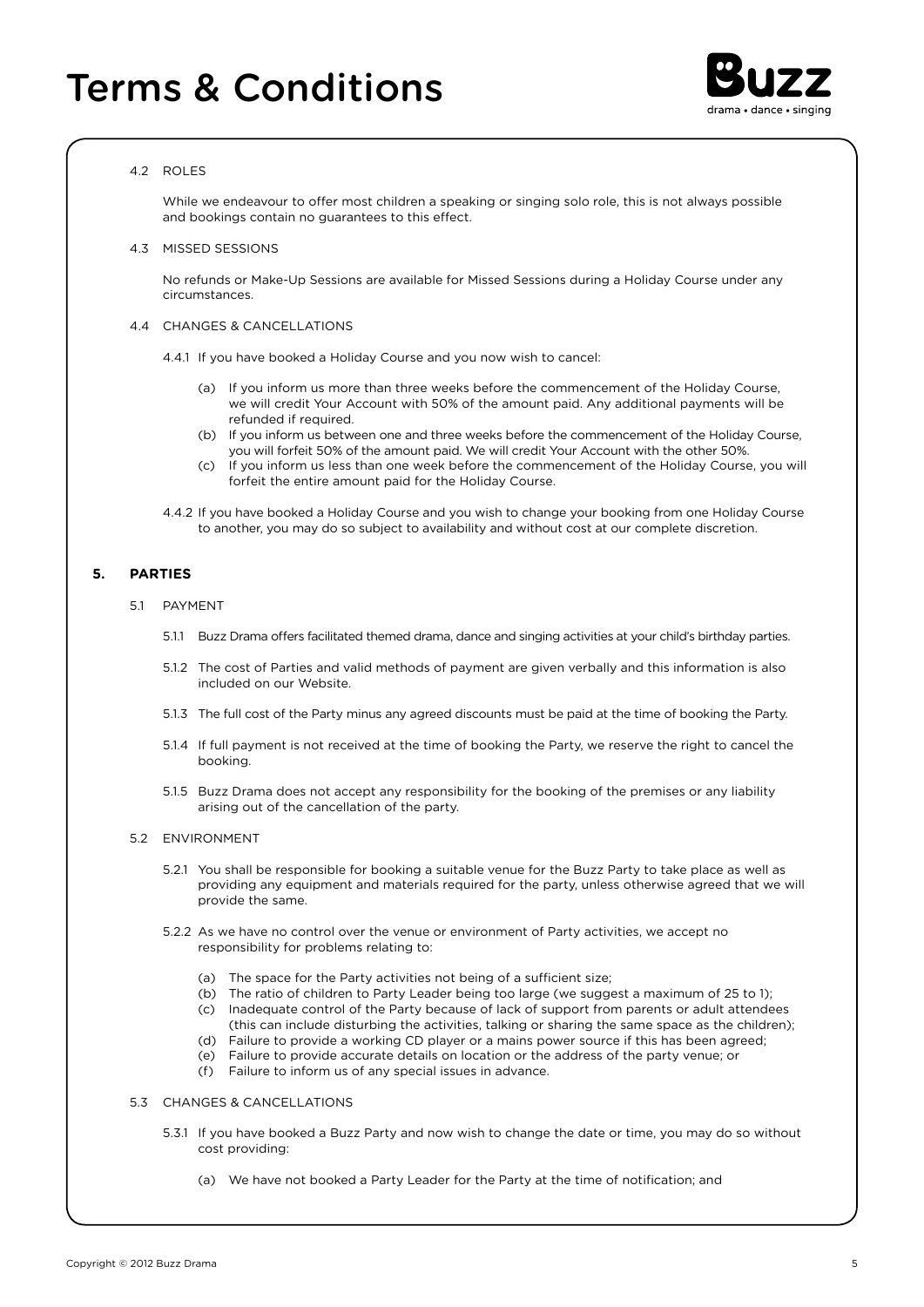# Terms & Conditions

4.2 ROLES

While we endeavour to offer most children a speaking or singing solo role, this is not always possible and bookings contain no guarantees to this effect.

4.3 MISSED SESSIONS

No refunds or Make-Up Sessions are available for Missed Sessions during a Holiday Course under any circumstances.

4.4 CHANGES & CANCELLATIONS

4.4.1 If you have booked a Holiday Course and you now wish to cancel:

(a) If you inform us more than three weeks before the commencement of the Holiday Course, we will credit Your Account with 50% of the amount paid. Any additional payments will be refunded if required.

(b) If you inform us between one and three weeks before the commencement of the Holiday Course, you will forfeit 50% of the amount paid. We will credit Your Account with the other 50%.

(c) If you inform us less than one week before the commencement of the Holiday Course, you will forfeit the entire amount paid for the Holiday Course.

4.4.2 If you have booked a Holiday Course and you wish to change your booking from one Holiday Course to another, you may do so subject to availability and without cost at our complete discretion.

## 5. PARTIES

5.1 PAYMENT

5.1.1 Buzz Drama offers facilitated themed drama, dance and singing activities at your child's birthday parties.

5.1.2 The cost of Parties and valid methods of payment are given verbally and this information is also included on our Website.

5.1.3 The full cost of the Party minus any agreed discounts must be paid at the time of booking the Party.

5.1.4 If full payment is not received at the time of booking the Party, we reserve the right to cancel the booking.

5.1.5 Buzz Drama does not accept any responsibility for the booking of the premises or any liability arising out of the cancellation of the party.

5.2 ENVIRONMENT

5.2.1 You shall be responsible for booking a suitable venue for the Buzz Party to take place as well as providing any equipment and materials required for the party, unless otherwise agreed that we will provide the same.

5.2.2 As we have no control over the venue or environment of Party activities, we accept no responsibility for problems relating to:

(a) The space for the Party activities not being of a sufficient size;
(b) The ratio of children to Party Leader being too large (we suggest a maximum of 25 to 1);
(c) Inadequate control of the Party because of lack of support from parents or adult attendees (this can include disturbing the activities, talking or sharing the same space as the children);
(d) Failure to provide a working CD player or a mains power source if this has been agreed;
(e) Failure to provide accurate details on location or the address of the party venue; or
(f) Failure to inform us of any special issues in advance.

5.3 CHANGES & CANCELLATIONS

5.3.1 If you have booked a Buzz Party and now wish to change the date or time, you may do so without cost providing:

(a) We have not booked a Party Leader for the Party at the time of notification; and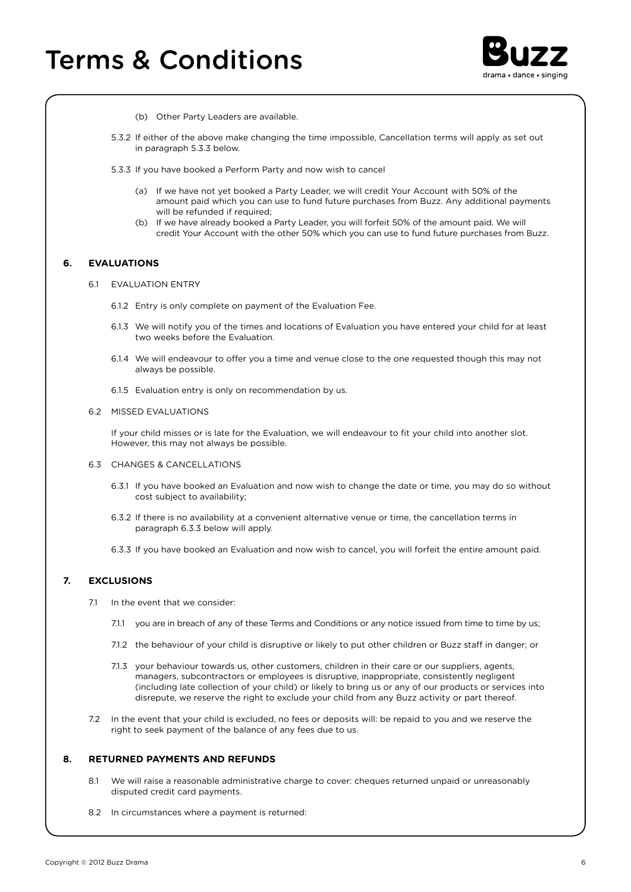# Terms & Conditions

(b) Other Party Leaders are available.

5.3.2 If either of the above make changing the time impossible, Cancellation terms will apply as set out in paragraph 5.3.3 below.

5.3.3 If you have booked a Perform Party and now wish to cancel

(a) If we have not yet booked a Party Leader, we will credit Your Account with 50% of the amount paid which you can use to fund future purchases from Buzz. Any additional payments will be refunded if required;

(b) If we have already booked a Party Leader, you will forfeit 50% of the amount paid. We will credit Your Account with the other 50% which you can use to fund future purchases from Buzz.

## 6. EVALUATIONS

6.1 EVALUATION ENTRY

6.1.2 Entry is only complete on payment of the Evaluation Fee.

6.1.3 We will notify you of the times and locations of Evaluation you have entered your child for at least two weeks before the Evaluation.

6.1.4 We will endeavour to offer you a time and venue close to the one requested though this may not always be possible.

6.1.5 Evaluation entry is only on recommendation by us.

6.2 MISSED EVALUATIONS

If your child misses or is late for the Evaluation, we will endeavour to fit your child into another slot. However, this may not always be possible.

6.3 CHANGES & CANCELLATIONS

6.3.1 If you have booked an Evaluation and now wish to change the date or time, you may do so without cost subject to availability;

6.3.2 If there is no availability at a convenient alternative venue or time, the cancellation terms in paragraph 6.3.3 below will apply.

6.3.3 If you have booked an Evaluation and now wish to cancel, you will forfeit the entire amount paid.

## 7. EXCLUSIONS

7.1 In the event that we consider:

7.1.1 you are in breach of any of these Terms and Conditions or any notice issued from time to time by us;

7.1.2 the behaviour of your child is disruptive or likely to put other children or Buzz staff in danger; or

7.1.3 your behaviour towards us, other customers, children in their care or our suppliers, agents, managers, subcontractors or employees is disruptive, inappropriate, consistently negligent (including late collection of your child) or likely to bring us or any of our products or services into disrepute, we reserve the right to exclude your child from any Buzz activity or part thereof.

7.2 In the event that your child is excluded, no fees or deposits will: be repaid to you and we reserve the right to seek payment of the balance of any fees due to us.

## 8. RETURNED PAYMENTS AND REFUNDS

8.1 We will raise a reasonable administrative charge to cover: cheques returned unpaid or unreasonably disputed credit card payments.

8.2 In circumstances where a payment is returned: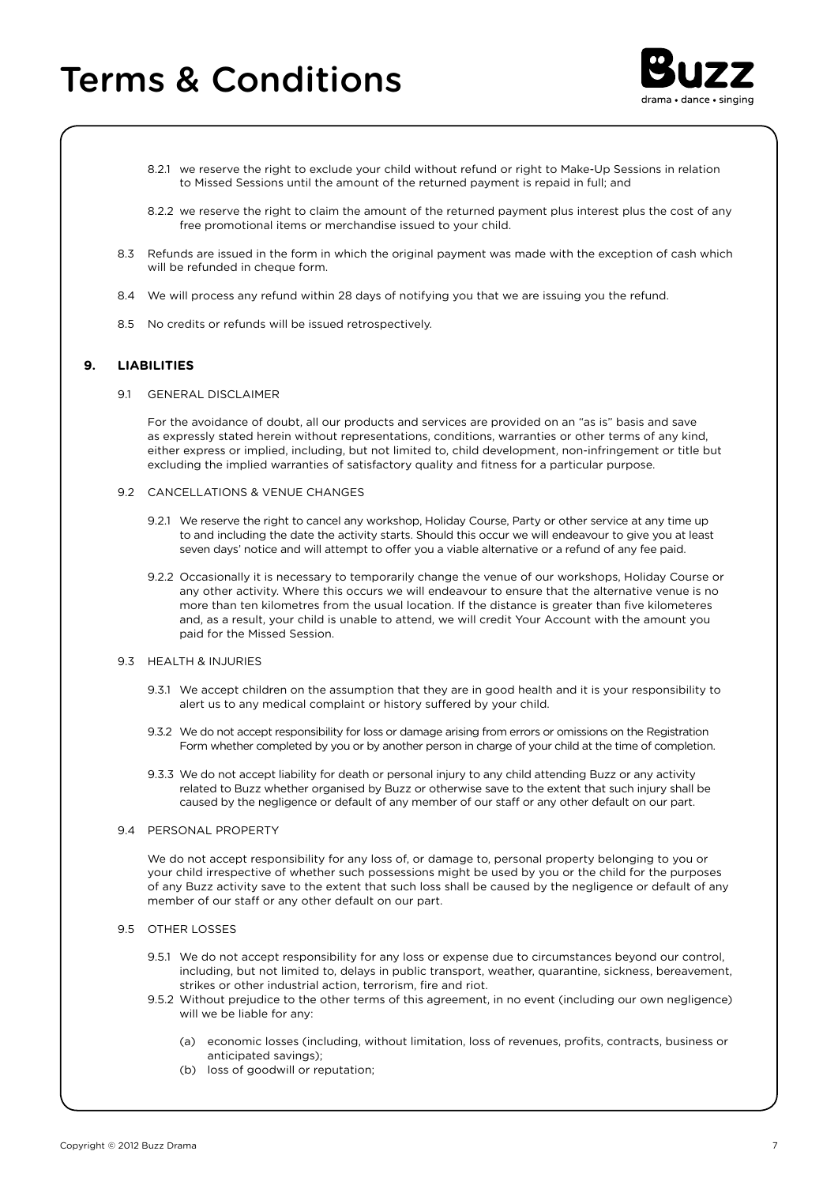8.2.1 we reserve the right to exclude your child without refund or right to Make-Up Sessions in relation to Missed Sessions until the amount of the returned payment is repaid in full; and

8.2.2 we reserve the right to claim the amount of the returned payment plus interest plus the cost of any free promotional items or merchandise issued to your child.

8.3 Refunds are issued in the form in which the original payment was made with the exception of cash which will be refunded in cheque form.

8.4 We will process any refund within 28 days of notifying you that we are issuing you the refund.

8.5 No credits or refunds will be issued retrospectively.

## 9. LIABILITIES

9.1 GENERAL DISCLAIMER

For the avoidance of doubt, all our products and services are provided on an "as is" basis and save as expressly stated herein without representations, conditions, warranties or other terms of any kind, either express or implied, including, but not limited to, child development, non-infringement or title but excluding the implied warranties of satisfactory quality and fitness for a particular purpose.

9.2 CANCELLATIONS & VENUE CHANGES

9.2.1 We reserve the right to cancel any workshop, Holiday Course, Party or other service at any time up to and including the date the activity starts. Should this occur we will endeavour to give you at least seven days' notice and will attempt to offer you a viable alternative or a refund of any fee paid.

9.2.2 Occasionally it is necessary to temporarily change the venue of our workshops, Holiday Course or any other activity. Where this occurs we will endeavour to ensure that the alternative venue is no more than ten kilometres from the usual location. If the distance is greater than five kilometeres and, as a result, your child is unable to attend, we will credit Your Account with the amount you paid for the Missed Session.

9.3 HEALTH & INJURIES

9.3.1 We accept children on the assumption that they are in good health and it is your responsibility to alert us to any medical complaint or history suffered by your child.

9.3.2 We do not accept responsibility for loss or damage arising from errors or omissions on the Registration Form whether completed by you or by another person in charge of your child at the time of completion.

9.3.3 We do not accept liability for death or personal injury to any child attending Buzz or any activity related to Buzz whether organised by Buzz or otherwise save to the extent that such injury shall be caused by the negligence or default of any member of our staff or any other default on our part.

9.4 PERSONAL PROPERTY

We do not accept responsibility for any loss of, or damage to, personal property belonging to you or your child irrespective of whether such possessions might be used by you or the child for the purposes of any Buzz activity save to the extent that such loss shall be caused by the negligence or default of any member of our staff or any other default on our part.

9.5 OTHER LOSSES

9.5.1 We do not accept responsibility for any loss or expense due to circumstances beyond our control, including, but not limited to, delays in public transport, weather, quarantine, sickness, bereavement, strikes or other industrial action, terrorism, fire and riot.

9.5.2 Without prejudice to the other terms of this agreement, in no event (including our own negligence) will we be liable for any:

(a) economic losses (including, without limitation, loss of revenues, profits, contracts, business or anticipated savings);

(b) loss of goodwill or reputation;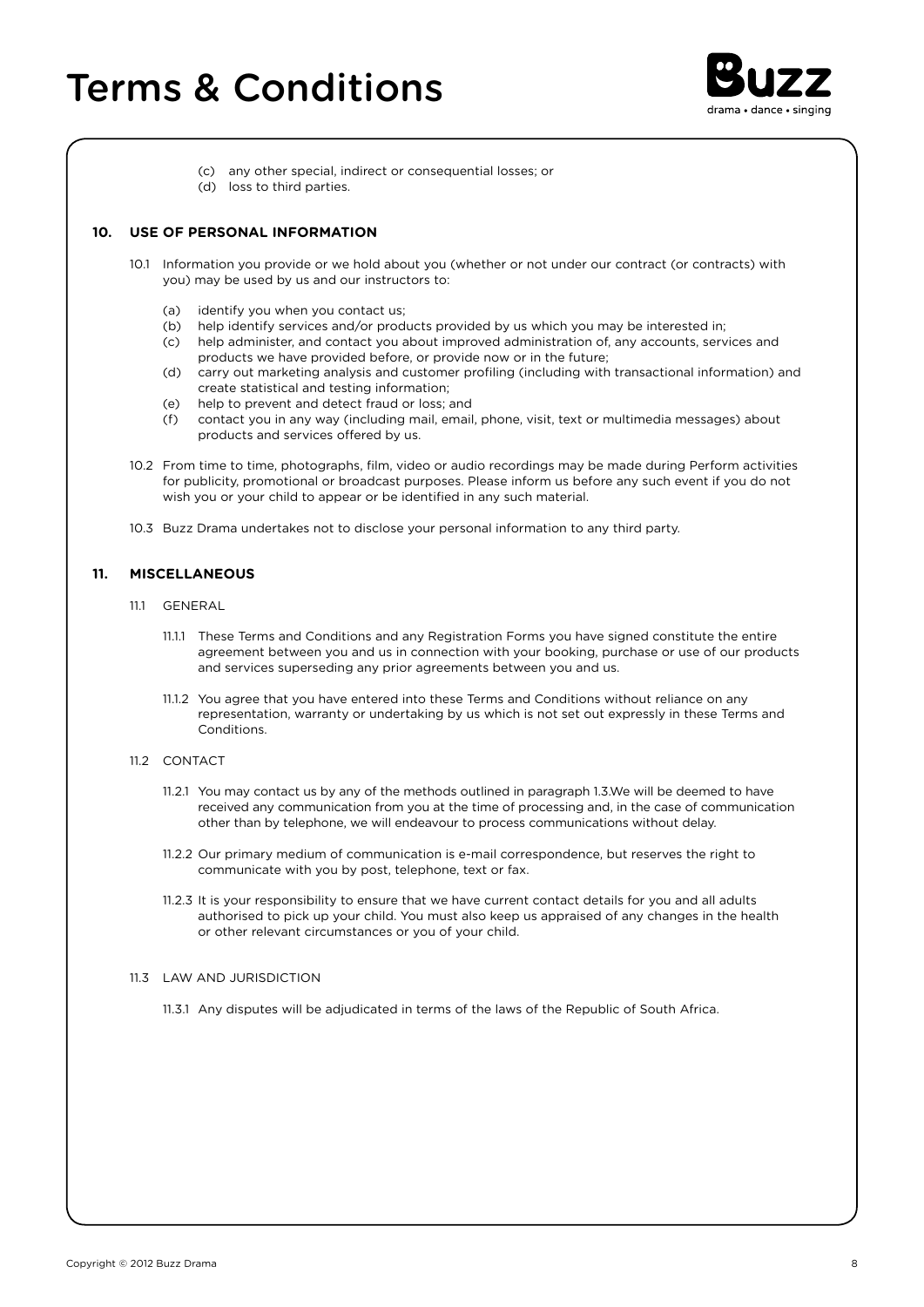(c) any other special, indirect or consequential losses; or

(d) loss to third parties.

## 10. USE OF PERSONAL INFORMATION

10.1 Information you provide or we hold about you (whether or not under our contract (or contracts) with you) may be used by us and our instructors to:

- (a) identify you when you contact us;
- (b) help identify services and/or products provided by us which you may be interested in;
- (c) help administer, and contact you about improved administration of, any accounts, services and products we have provided before, or provide now or in the future;
- (d) carry out marketing analysis and customer profiling (including with transactional information) and create statistical and testing information;
- (e) help to prevent and detect fraud or loss; and
- (f) contact you in any way (including mail, email, phone, visit, text or multimedia messages) about products and services offered by us.

10.2 From time to time, photographs, film, video or audio recordings may be made during Perform activities for publicity, promotional or broadcast purposes. Please inform us before any such event if you do not wish you or your child to appear or be identified in any such material.

10.3 Buzz Drama undertakes not to disclose your personal information to any third party.

## 11. MISCELLANEOUS

11.1 GENERAL

11.1.1 These Terms and Conditions and any Registration Forms you have signed constitute the entire agreement between you and us in connection with your booking, purchase or use of our products and services superseding any prior agreements between you and us.

11.1.2 You agree that you have entered into these Terms and Conditions without reliance on any representation, warranty or undertaking by us which is not set out expressly in these Terms and Conditions.

11.2 CONTACT

11.2.1 You may contact us by any of the methods outlined in paragraph 1.3.We will be deemed to have received any communication from you at the time of processing and, in the case of communication other than by telephone, we will endeavour to process communications without delay.

11.2.2 Our primary medium of communication is e-mail correspondence, but reserves the right to communicate with you by post, telephone, text or fax.

11.2.3 It is your responsibility to ensure that we have current contact details for you and all adults authorised to pick up your child. You must also keep us appraised of any changes in the health or other relevant circumstances or you of your child.

11.3 LAW AND JURISDICTION

11.3.1 Any disputes will be adjudicated in terms of the laws of the Republic of South Africa.